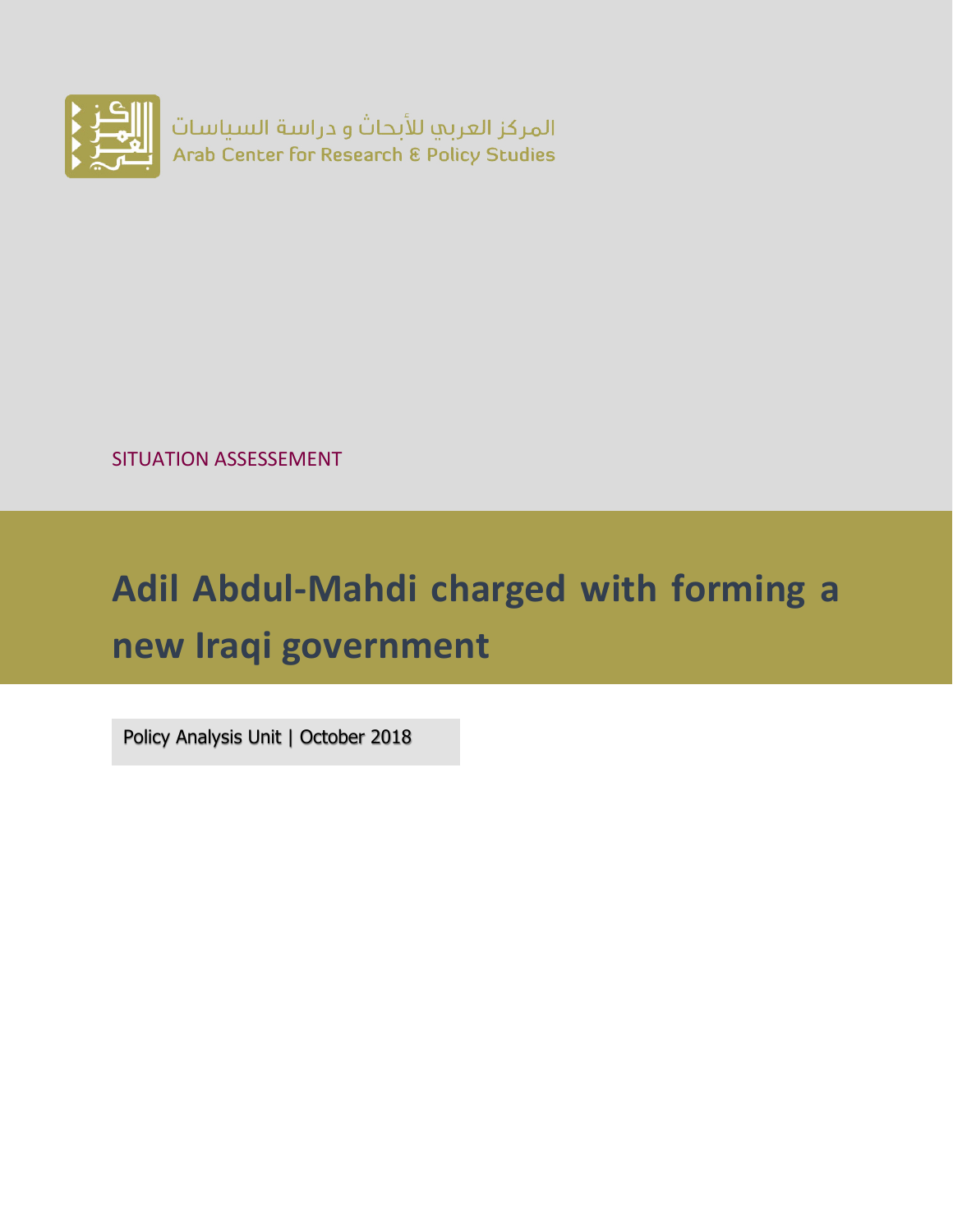المركز العربي للأبحاث و دراسة السياسات
Arab Center for Research & Policy Studies

SITUATION ASSESSEMENT

# Adil Abdul-Mahdi charged with forming a new Iraqi government

Policy Analysis Unit | October 2018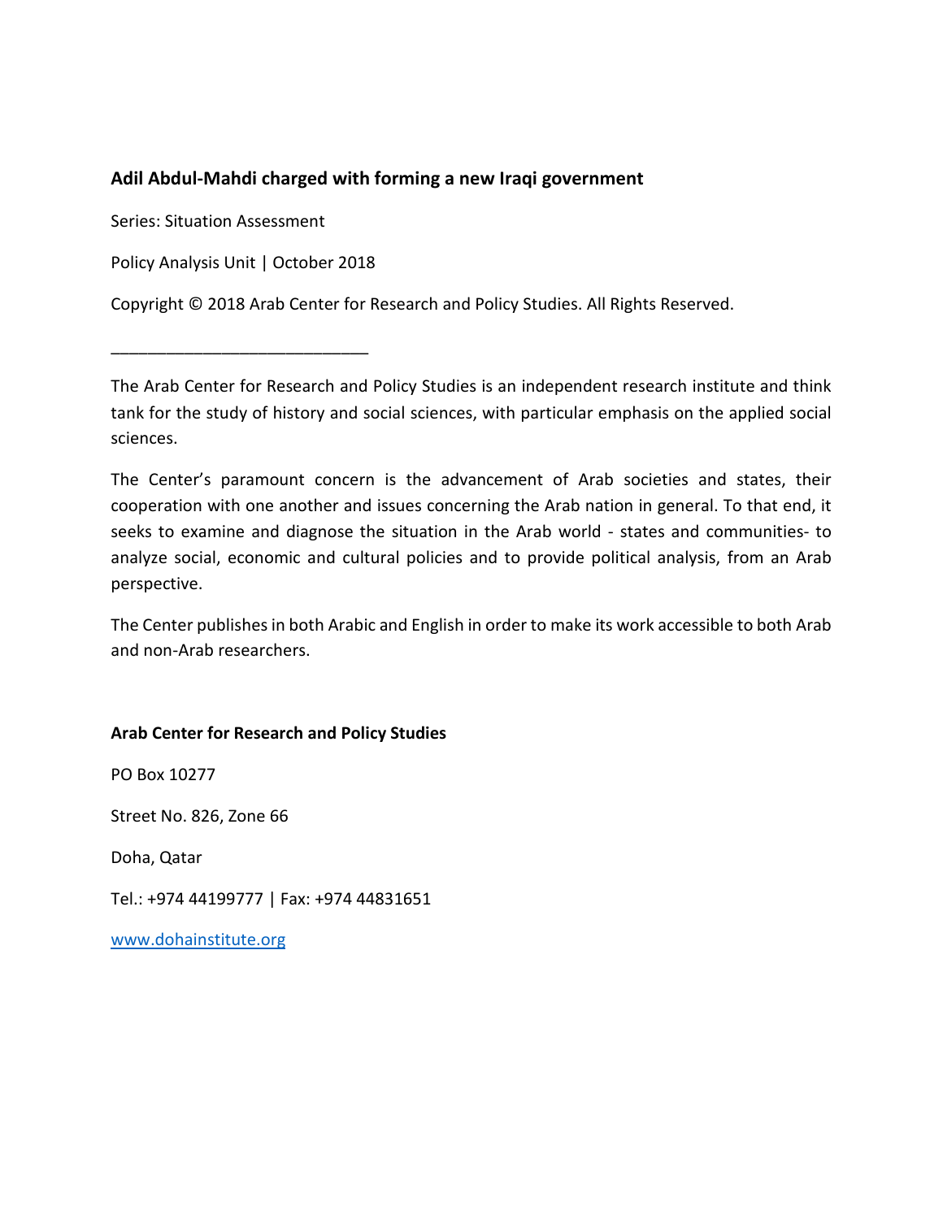**Adil Abdul-Mahdi charged with forming a new Iraqi government**

Series: Situation Assessment

Policy Analysis Unit | October 2018

Copyright © 2018 Arab Center for Research and Policy Studies. All Rights Reserved.

---

The Arab Center for Research and Policy Studies is an independent research institute and think tank for the study of history and social sciences, with particular emphasis on the applied social sciences.

The Center's paramount concern is the advancement of Arab societies and states, their cooperation with one another and issues concerning the Arab nation in general. To that end, it seeks to examine and diagnose the situation in the Arab world - states and communities- to analyze social, economic and cultural policies and to provide political analysis, from an Arab perspective.

The Center publishes in both Arabic and English in order to make its work accessible to both Arab and non-Arab researchers.

**Arab Center for Research and Policy Studies**

PO Box 10277

Street No. 826, Zone 66

Doha, Qatar

Tel.: +974 44199777 | Fax: +974 44831651

[www.dohainstitute.org](http://www.dohainstitute.org)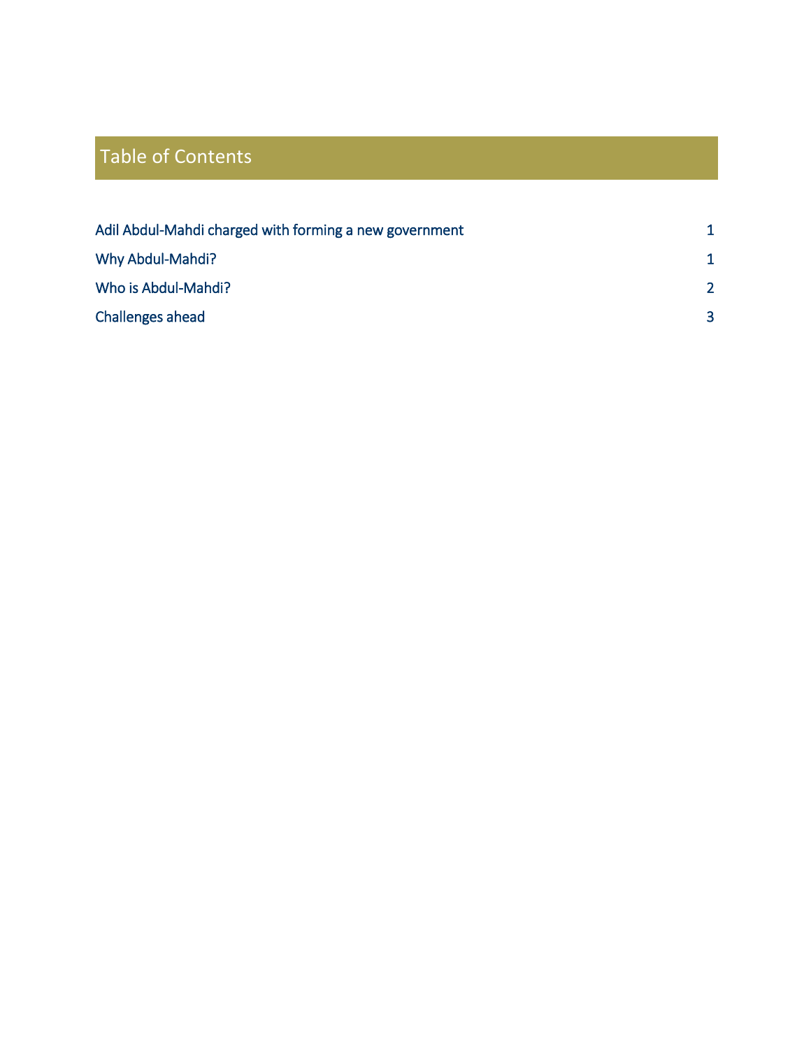# Table of Contents

| | |
|---|---|
| Adil Abdul-Mahdi charged with forming a new government | 1 |
| Why Abdul-Mahdi? | 1 |
| Who is Abdul-Mahdi? | 2 |
| Challenges ahead | 3 |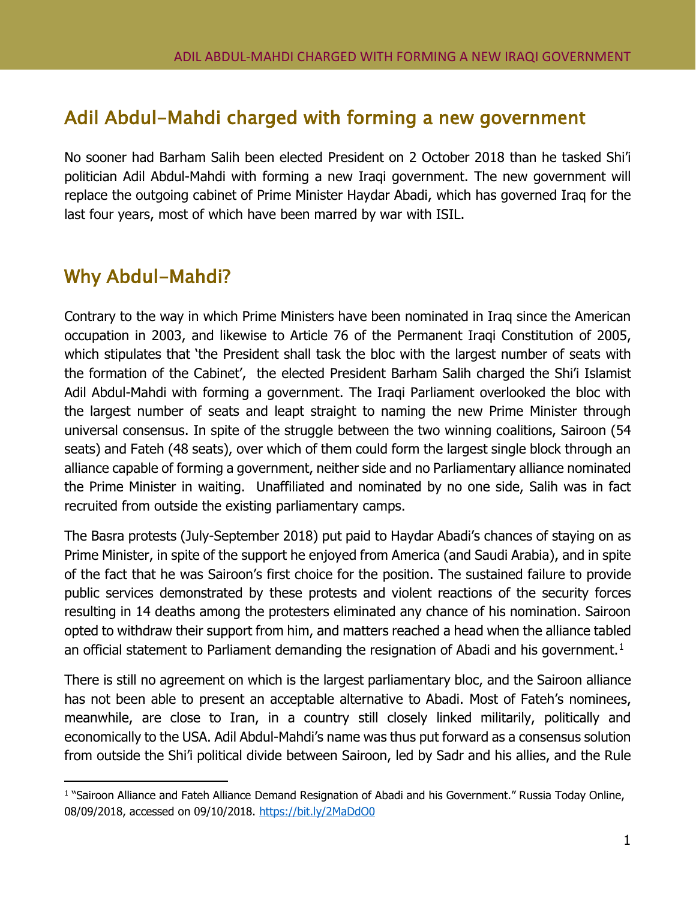## Adil Abdul-Mahdi charged with forming a new government

No sooner had Barham Salih been elected President on 2 October 2018 than he tasked Shi'i politician Adil Abdul-Mahdi with forming a new Iraqi government. The new government will replace the outgoing cabinet of Prime Minister Haydar Abadi, which has governed Iraq for the last four years, most of which have been marred by war with ISIL.

## Why Abdul-Mahdi?

Contrary to the way in which Prime Ministers have been nominated in Iraq since the American occupation in 2003, and likewise to Article 76 of the Permanent Iraqi Constitution of 2005, which stipulates that 'the President shall task the bloc with the largest number of seats with the formation of the Cabinet', the elected President Barham Salih charged the Shi'i Islamist Adil Abdul-Mahdi with forming a government. The Iraqi Parliament overlooked the bloc with the largest number of seats and leapt straight to naming the new Prime Minister through universal consensus. In spite of the struggle between the two winning coalitions, Sairoon (54 seats) and Fateh (48 seats), over which of them could form the largest single block through an alliance capable of forming a government, neither side and no Parliamentary alliance nominated the Prime Minister in waiting. Unaffiliated and nominated by no one side, Salih was in fact recruited from outside the existing parliamentary camps.

The Basra protests (July-September 2018) put paid to Haydar Abadi's chances of staying on as Prime Minister, in spite of the support he enjoyed from America (and Saudi Arabia), and in spite of the fact that he was Sairoon's first choice for the position. The sustained failure to provide public services demonstrated by these protests and violent reactions of the security forces resulting in 14 deaths among the protesters eliminated any chance of his nomination. Sairoon opted to withdraw their support from him, and matters reached a head when the alliance tabled an official statement to Parliament demanding the resignation of Abadi and his government.[1]

There is still no agreement on which is the largest parliamentary bloc, and the Sairoon alliance has not been able to present an acceptable alternative to Abadi. Most of Fateh's nominees, meanwhile, are close to Iran, in a country still closely linked militarily, politically and economically to the USA. Adil Abdul-Mahdi's name was thus put forward as a consensus solution from outside the Shi'i political divide between Sairoon, led by Sadr and his allies, and the Rule

[1] "Sairoon Alliance and Fateh Alliance Demand Resignation of Abadi and his Government." Russia Today Online, 08/09/2018, accessed on 09/10/2018. https://bit.ly/2MaDdO0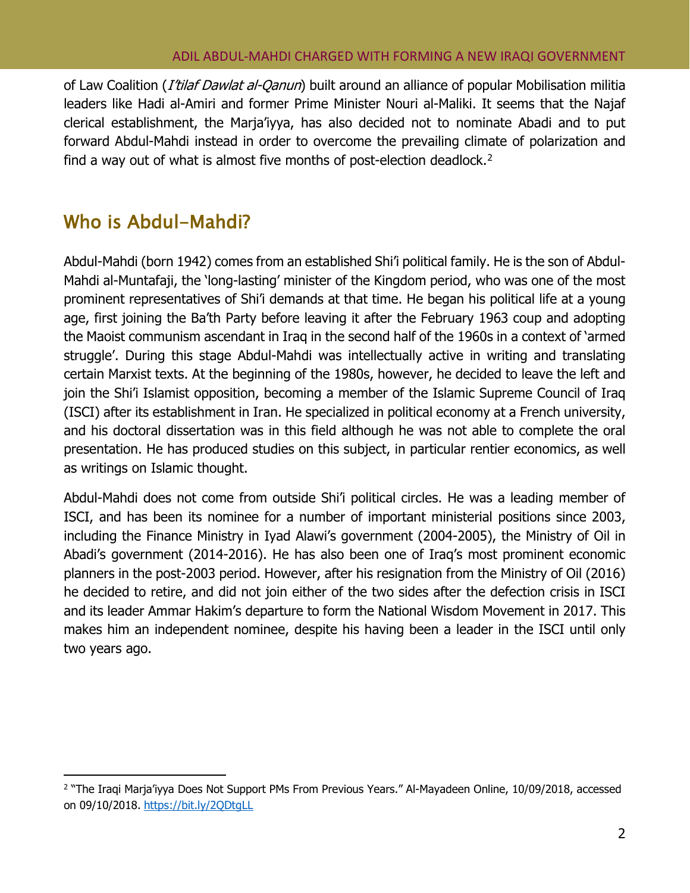of Law Coalition (*I'tilaf Dawlat al-Qanun*) built around an alliance of popular Mobilisation militia leaders like Hadi al-Amiri and former Prime Minister Nouri al-Maliki. It seems that the Najaf clerical establishment, the Marja'iyya, has also decided not to nominate Abadi and to put forward Abdul-Mahdi instead in order to overcome the prevailing climate of polarization and find a way out of what is almost five months of post-election deadlock.[2]

## Who is Abdul-Mahdi?

Abdul-Mahdi (born 1942) comes from an established Shi'i political family. He is the son of Abdul-Mahdi al-Muntafaji, the 'long-lasting' minister of the Kingdom period, who was one of the most prominent representatives of Shi'i demands at that time. He began his political life at a young age, first joining the Ba'th Party before leaving it after the February 1963 coup and adopting the Maoist communism ascendant in Iraq in the second half of the 1960s in a context of 'armed struggle'. During this stage Abdul-Mahdi was intellectually active in writing and translating certain Marxist texts. At the beginning of the 1980s, however, he decided to leave the left and join the Shi'i Islamist opposition, becoming a member of the Islamic Supreme Council of Iraq (ISCI) after its establishment in Iran. He specialized in political economy at a French university, and his doctoral dissertation was in this field although he was not able to complete the oral presentation. He has produced studies on this subject, in particular rentier economics, as well as writings on Islamic thought.

Abdul-Mahdi does not come from outside Shi'i political circles. He was a leading member of ISCI, and has been its nominee for a number of important ministerial positions since 2003, including the Finance Ministry in Iyad Alawi's government (2004-2005), the Ministry of Oil in Abadi's government (2014-2016). He has also been one of Iraq's most prominent economic planners in the post-2003 period. However, after his resignation from the Ministry of Oil (2016) he decided to retire, and did not join either of the two sides after the defection crisis in ISCI and its leader Ammar Hakim's departure to form the National Wisdom Movement in 2017. This makes him an independent nominee, despite his having been a leader in the ISCI until only two years ago.

---

[2] "The Iraqi Marja'iyya Does Not Support PMs From Previous Years." Al-Mayadeen Online, 10/09/2018, accessed on 09/10/2018. https://bit.ly/2QDtgLL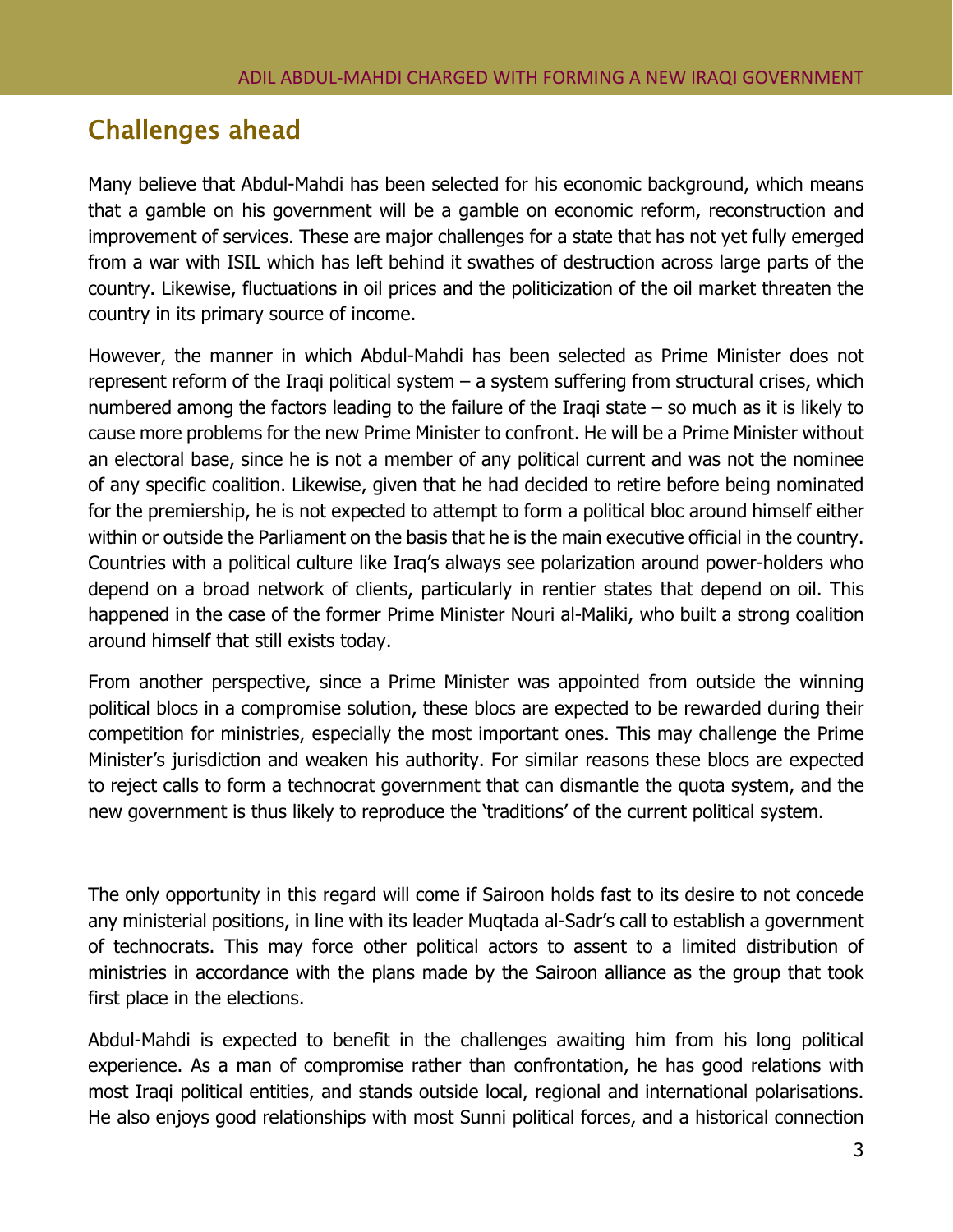## Challenges ahead

Many believe that Abdul-Mahdi has been selected for his economic background, which means that a gamble on his government will be a gamble on economic reform, reconstruction and improvement of services. These are major challenges for a state that has not yet fully emerged from a war with ISIL which has left behind it swathes of destruction across large parts of the country. Likewise, fluctuations in oil prices and the politicization of the oil market threaten the country in its primary source of income.

However, the manner in which Abdul-Mahdi has been selected as Prime Minister does not represent reform of the Iraqi political system – a system suffering from structural crises, which numbered among the factors leading to the failure of the Iraqi state – so much as it is likely to cause more problems for the new Prime Minister to confront. He will be a Prime Minister without an electoral base, since he is not a member of any political current and was not the nominee of any specific coalition. Likewise, given that he had decided to retire before being nominated for the premiership, he is not expected to attempt to form a political bloc around himself either within or outside the Parliament on the basis that he is the main executive official in the country. Countries with a political culture like Iraq's always see polarization around power-holders who depend on a broad network of clients, particularly in rentier states that depend on oil. This happened in the case of the former Prime Minister Nouri al-Maliki, who built a strong coalition around himself that still exists today.

From another perspective, since a Prime Minister was appointed from outside the winning political blocs in a compromise solution, these blocs are expected to be rewarded during their competition for ministries, especially the most important ones. This may challenge the Prime Minister's jurisdiction and weaken his authority. For similar reasons these blocs are expected to reject calls to form a technocrat government that can dismantle the quota system, and the new government is thus likely to reproduce the 'traditions' of the current political system.

The only opportunity in this regard will come if Sairoon holds fast to its desire to not concede any ministerial positions, in line with its leader Muqtada al-Sadr's call to establish a government of technocrats. This may force other political actors to assent to a limited distribution of ministries in accordance with the plans made by the Sairoon alliance as the group that took first place in the elections.

Abdul-Mahdi is expected to benefit in the challenges awaiting him from his long political experience. As a man of compromise rather than confrontation, he has good relations with most Iraqi political entities, and stands outside local, regional and international polarisations. He also enjoys good relationships with most Sunni political forces, and a historical connection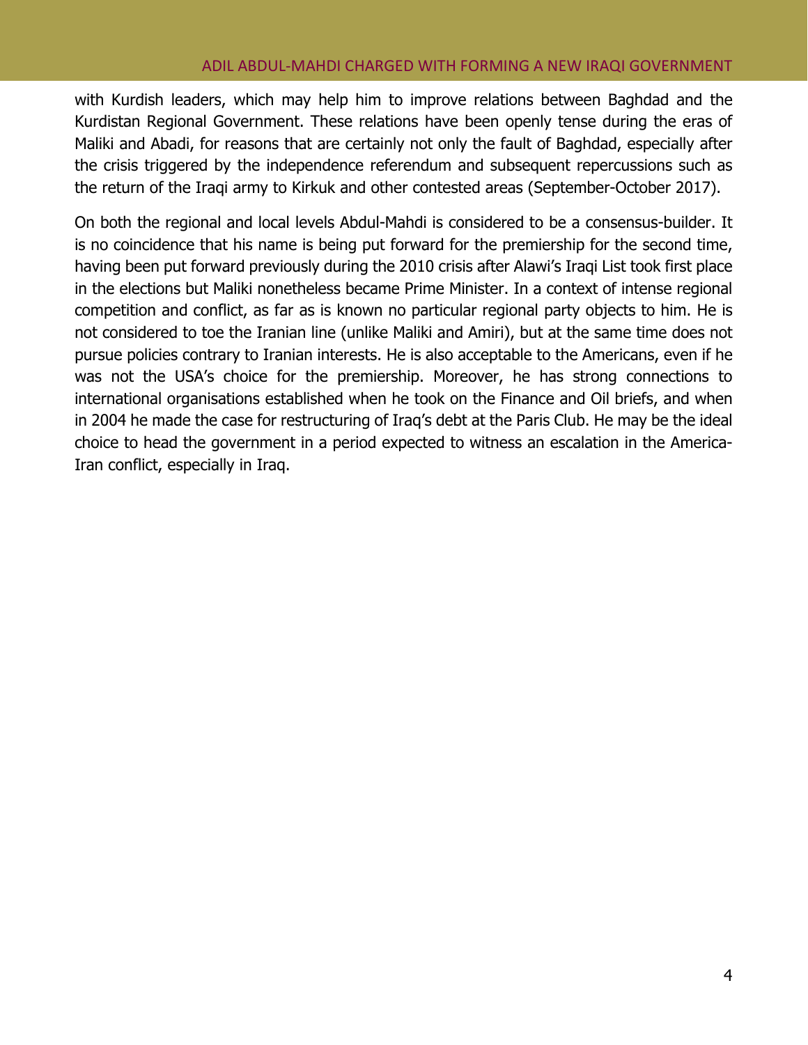with Kurdish leaders, which may help him to improve relations between Baghdad and the Kurdistan Regional Government. These relations have been openly tense during the eras of Maliki and Abadi, for reasons that are certainly not only the fault of Baghdad, especially after the crisis triggered by the independence referendum and subsequent repercussions such as the return of the Iraqi army to Kirkuk and other contested areas (September-October 2017).

On both the regional and local levels Abdul-Mahdi is considered to be a consensus-builder. It is no coincidence that his name is being put forward for the premiership for the second time, having been put forward previously during the 2010 crisis after Alawi's Iraqi List took first place in the elections but Maliki nonetheless became Prime Minister. In a context of intense regional competition and conflict, as far as is known no particular regional party objects to him. He is not considered to toe the Iranian line (unlike Maliki and Amiri), but at the same time does not pursue policies contrary to Iranian interests. He is also acceptable to the Americans, even if he was not the USA's choice for the premiership. Moreover, he has strong connections to international organisations established when he took on the Finance and Oil briefs, and when in 2004 he made the case for restructuring of Iraq's debt at the Paris Club. He may be the ideal choice to head the government in a period expected to witness an escalation in the America-Iran conflict, especially in Iraq.